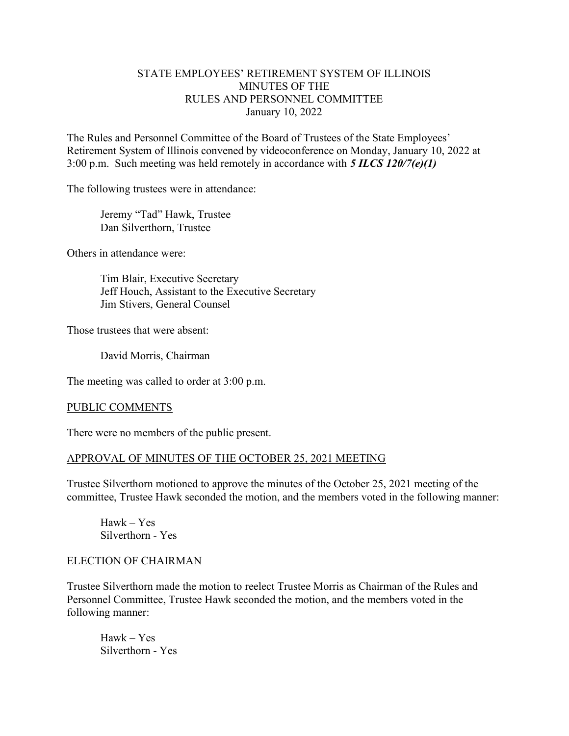# STATE EMPLOYEES' RETIREMENT SYSTEM OF ILLINOIS
## MINUTES OF THE
## RULES AND PERSONNEL COMMITTEE
### January 10, 2022

The Rules and Personnel Committee of the Board of Trustees of the State Employees' Retirement System of Illinois convened by videoconference on Monday, January 10, 2022 at 3:00 p.m. Such meeting was held remotely in accordance with ***5 ILCS 120/7(e)(1)***

The following trustees were in attendance:

Jeremy "Tad" Hawk, Trustee
Dan Silverthorn, Trustee

Others in attendance were:

Tim Blair, Executive Secretary
Jeff Houch, Assistant to the Executive Secretary
Jim Stivers, General Counsel

Those trustees that were absent:

David Morris, Chairman

The meeting was called to order at 3:00 p.m.

PUBLIC COMMENTS

There were no members of the public present.

APPROVAL OF MINUTES OF THE OCTOBER 25, 2021 MEETING

Trustee Silverthorn motioned to approve the minutes of the October 25, 2021 meeting of the committee, Trustee Hawk seconded the motion, and the members voted in the following manner:

Hawk – Yes
Silverthorn - Yes

ELECTION OF CHAIRMAN

Trustee Silverthorn made the motion to reelect Trustee Morris as Chairman of the Rules and Personnel Committee, Trustee Hawk seconded the motion, and the members voted in the following manner:

Hawk – Yes
Silverthorn - Yes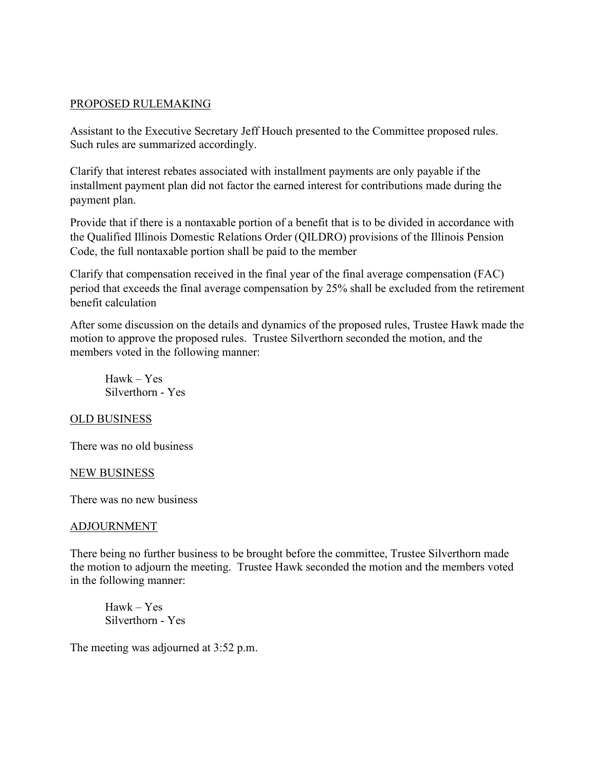PROPOSED RULEMAKING

Assistant to the Executive Secretary Jeff Houch presented to the Committee proposed rules. Such rules are summarized accordingly.

Clarify that interest rebates associated with installment payments are only payable if the installment payment plan did not factor the earned interest for contributions made during the payment plan.

Provide that if there is a nontaxable portion of a benefit that is to be divided in accordance with the Qualified Illinois Domestic Relations Order (QILDRO) provisions of the Illinois Pension Code, the full nontaxable portion shall be paid to the member

Clarify that compensation received in the final year of the final average compensation (FAC) period that exceeds the final average compensation by 25% shall be excluded from the retirement benefit calculation

After some discussion on the details and dynamics of the proposed rules, Trustee Hawk made the motion to approve the proposed rules. Trustee Silverthorn seconded the motion, and the members voted in the following manner:

> Hawk – Yes
> Silverthorn - Yes

OLD BUSINESS

There was no old business

NEW BUSINESS

There was no new business

ADJOURNMENT

There being no further business to be brought before the committee, Trustee Silverthorn made the motion to adjourn the meeting. Trustee Hawk seconded the motion and the members voted in the following manner:

> Hawk – Yes
> Silverthorn - Yes

The meeting was adjourned at 3:52 p.m.